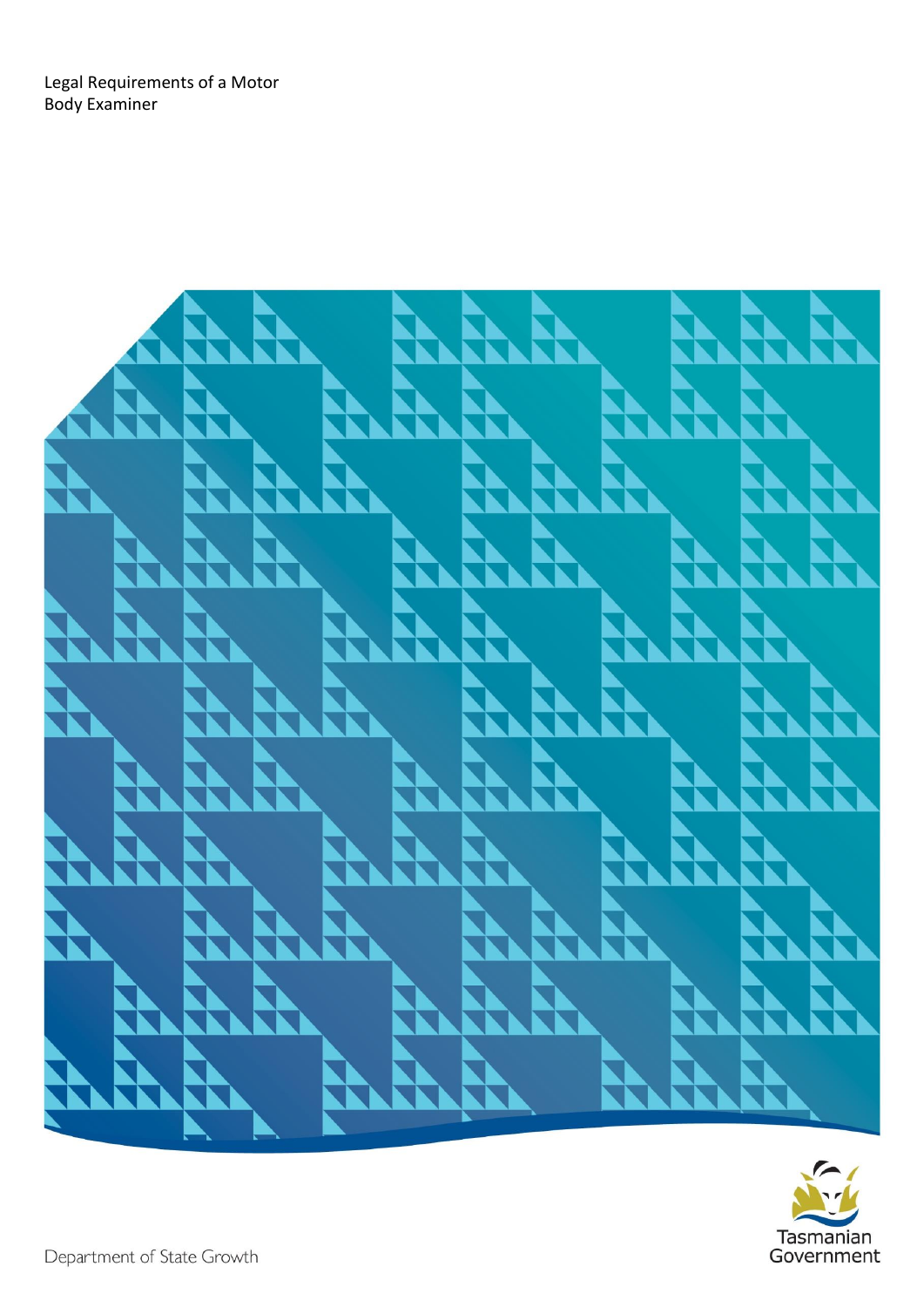# Legal Requirements of a Motor Body Examiner

Department of State Growth

Tasmanian Government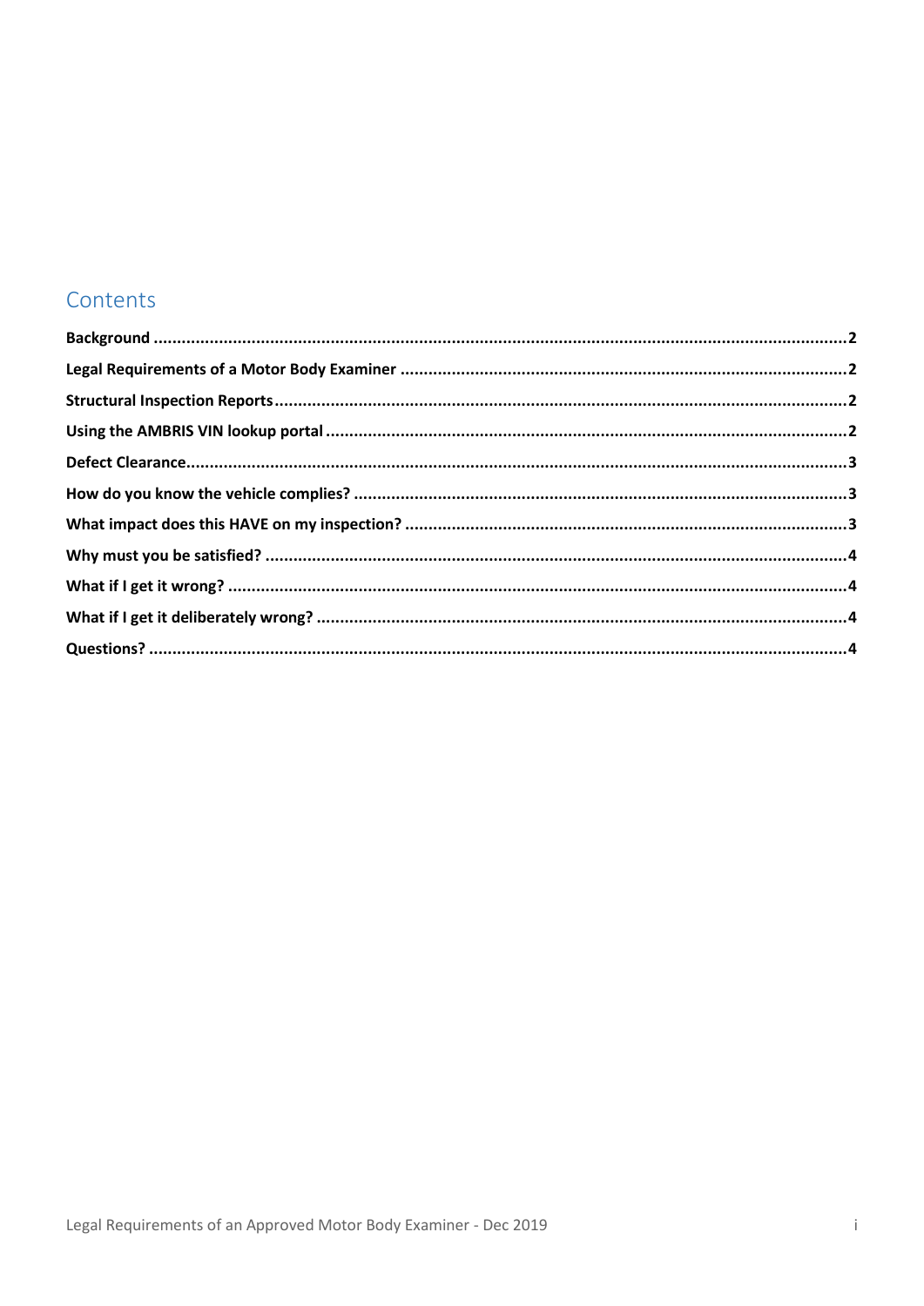## Contents

**Background** .......... 2

**Legal Requirements of a Motor Body Examiner** .......... 2

**Structural Inspection Reports** .......... 2

**Using the AMBRIS VIN lookup portal** .......... 2

**Defect Clearance** .......... 3

**How do you know the vehicle complies?** .......... 3

**What impact does this HAVE on my inspection?** .......... 3

**Why must you be satisfied?** .......... 4

**What if I get it wrong?** .......... 4

**What if I get it deliberately wrong?** .......... 4

**Questions?** .......... 4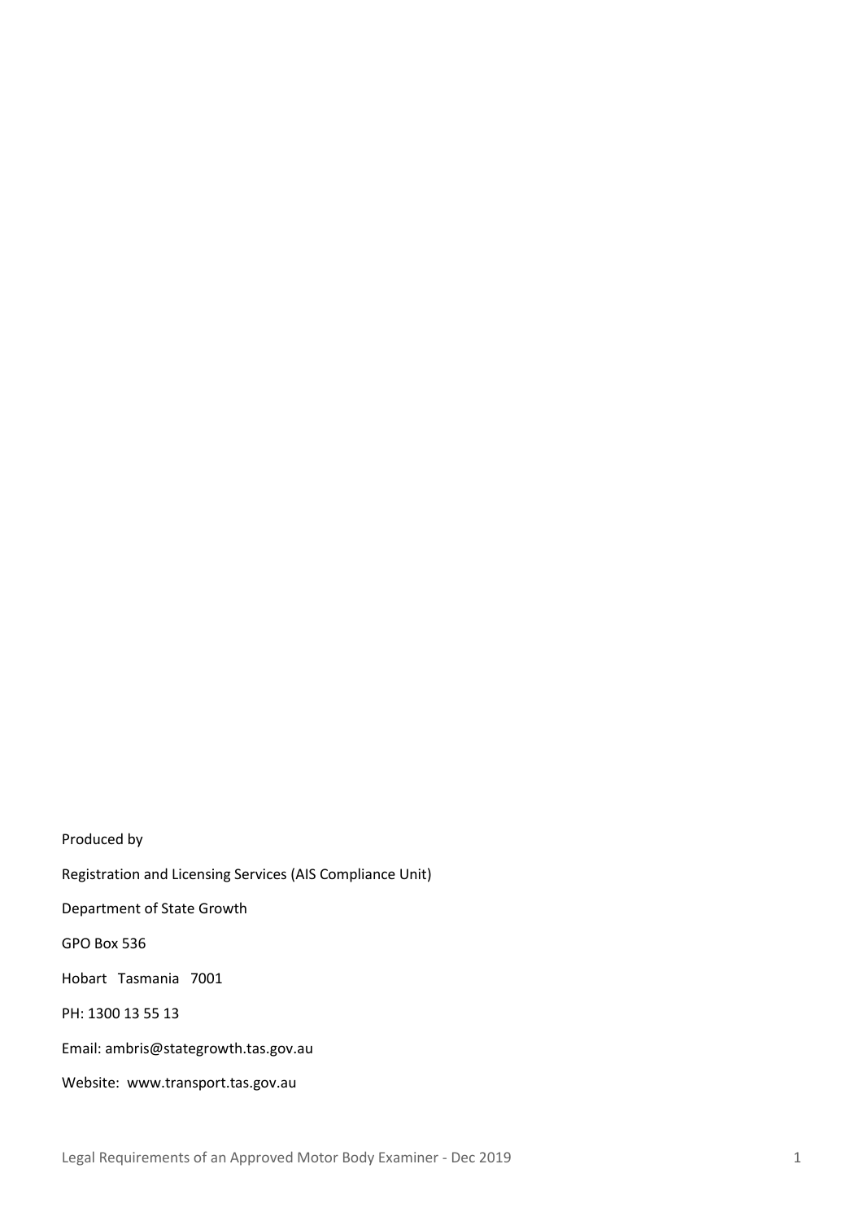Produced by

Registration and Licensing Services (AIS Compliance Unit)

Department of State Growth

GPO Box 536

Hobart Tasmania 7001

PH: 1300 13 55 13

Email: ambris@stategrowth.tas.gov.au

Website: www.transport.tas.gov.au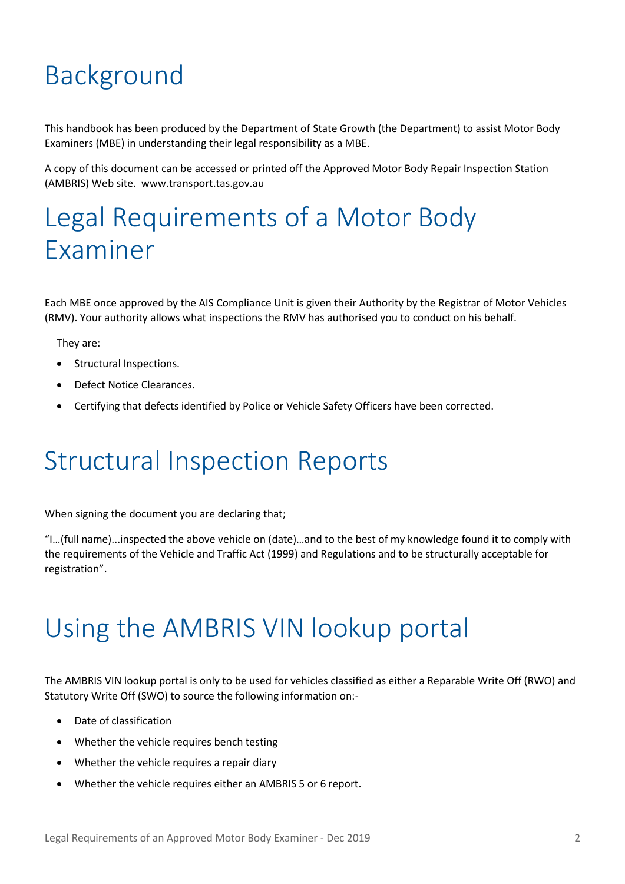# Background

This handbook has been produced by the Department of State Growth (the Department) to assist Motor Body Examiners (MBE) in understanding their legal responsibility as a MBE.

A copy of this document can be accessed or printed off the Approved Motor Body Repair Inspection Station (AMBRIS) Web site. www.transport.tas.gov.au

# Legal Requirements of a Motor Body Examiner

Each MBE once approved by the AIS Compliance Unit is given their Authority by the Registrar of Motor Vehicles (RMV). Your authority allows what inspections the RMV has authorised you to conduct on his behalf.

They are:

- Structural Inspections.
- Defect Notice Clearances.
- Certifying that defects identified by Police or Vehicle Safety Officers have been corrected.

# Structural Inspection Reports

When signing the document you are declaring that;

"I…(full name)...inspected the above vehicle on (date)…and to the best of my knowledge found it to comply with the requirements of the Vehicle and Traffic Act (1999) and Regulations and to be structurally acceptable for registration".

# Using the AMBRIS VIN lookup portal

The AMBRIS VIN lookup portal is only to be used for vehicles classified as either a Reparable Write Off (RWO) and Statutory Write Off (SWO) to source the following information on:-

- Date of classification
- Whether the vehicle requires bench testing
- Whether the vehicle requires a repair diary
- Whether the vehicle requires either an AMBRIS 5 or 6 report.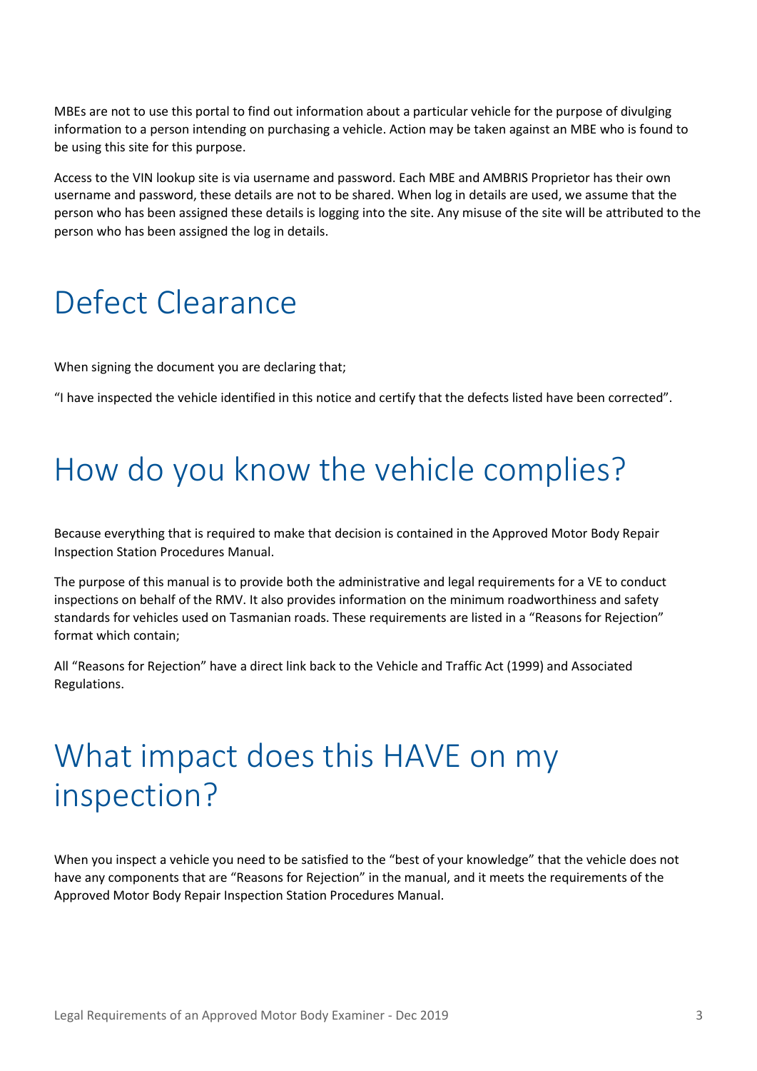MBEs are not to use this portal to find out information about a particular vehicle for the purpose of divulging information to a person intending on purchasing a vehicle. Action may be taken against an MBE who is found to be using this site for this purpose.

Access to the VIN lookup site is via username and password. Each MBE and AMBRIS Proprietor has their own username and password, these details are not to be shared. When log in details are used, we assume that the person who has been assigned these details is logging into the site. Any misuse of the site will be attributed to the person who has been assigned the log in details.

# Defect Clearance

When signing the document you are declaring that;

"I have inspected the vehicle identified in this notice and certify that the defects listed have been corrected".

# How do you know the vehicle complies?

Because everything that is required to make that decision is contained in the Approved Motor Body Repair Inspection Station Procedures Manual.

The purpose of this manual is to provide both the administrative and legal requirements for a VE to conduct inspections on behalf of the RMV. It also provides information on the minimum roadworthiness and safety standards for vehicles used on Tasmanian roads. These requirements are listed in a "Reasons for Rejection" format which contain;

All "Reasons for Rejection" have a direct link back to the Vehicle and Traffic Act (1999) and Associated Regulations.

# What impact does this HAVE on my inspection?

When you inspect a vehicle you need to be satisfied to the "best of your knowledge" that the vehicle does not have any components that are "Reasons for Rejection" in the manual, and it meets the requirements of the Approved Motor Body Repair Inspection Station Procedures Manual.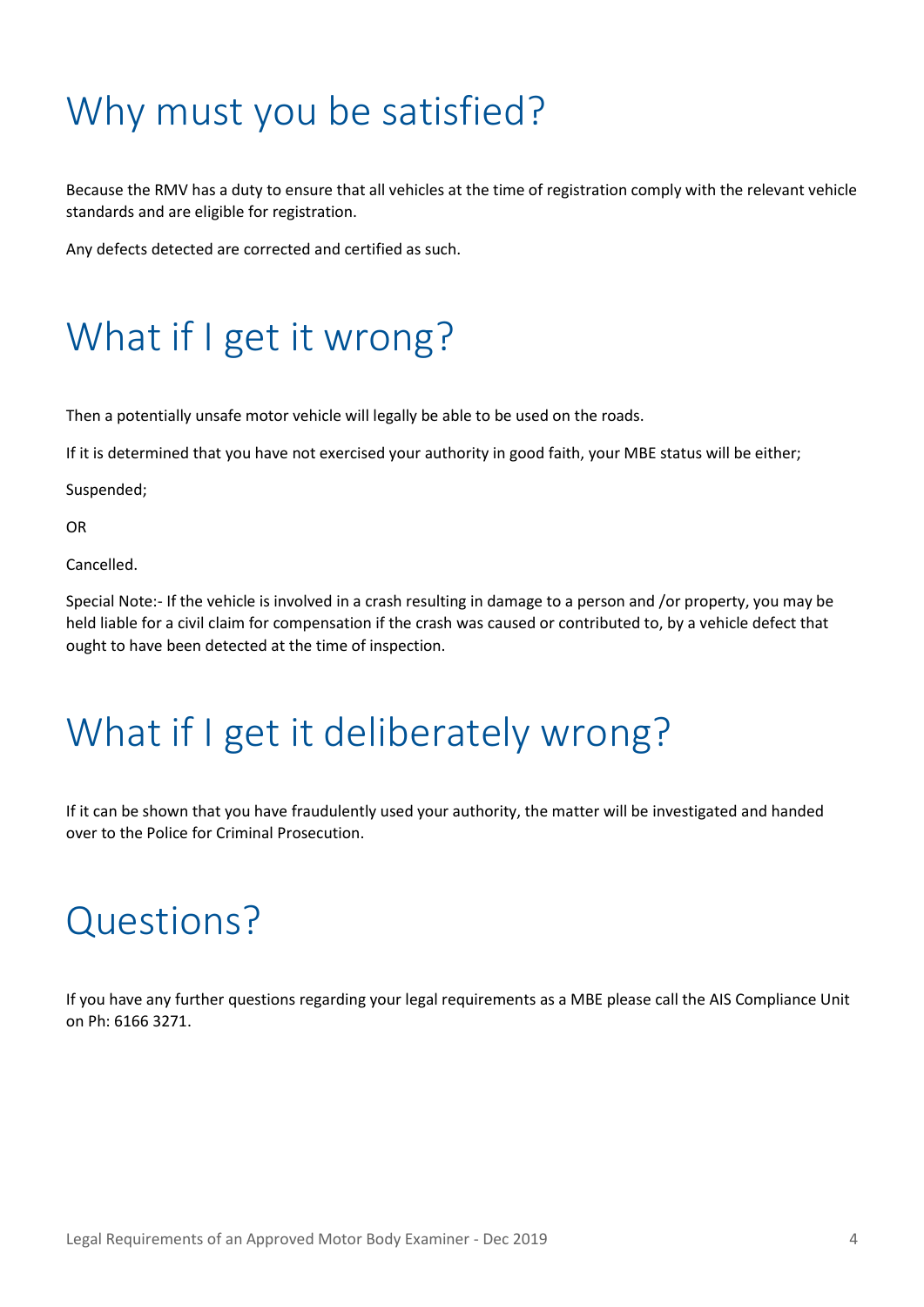# Why must you be satisfied?

Because the RMV has a duty to ensure that all vehicles at the time of registration comply with the relevant vehicle standards and are eligible for registration.

Any defects detected are corrected and certified as such.

# What if I get it wrong?

Then a potentially unsafe motor vehicle will legally be able to be used on the roads.

If it is determined that you have not exercised your authority in good faith, your MBE status will be either;

Suspended;

OR

Cancelled.

Special Note:- If the vehicle is involved in a crash resulting in damage to a person and /or property, you may be held liable for a civil claim for compensation if the crash was caused or contributed to, by a vehicle defect that ought to have been detected at the time of inspection.

# What if I get it deliberately wrong?

If it can be shown that you have fraudulently used your authority, the matter will be investigated and handed over to the Police for Criminal Prosecution.

# Questions?

If you have any further questions regarding your legal requirements as a MBE please call the AIS Compliance Unit on Ph: 6166 3271.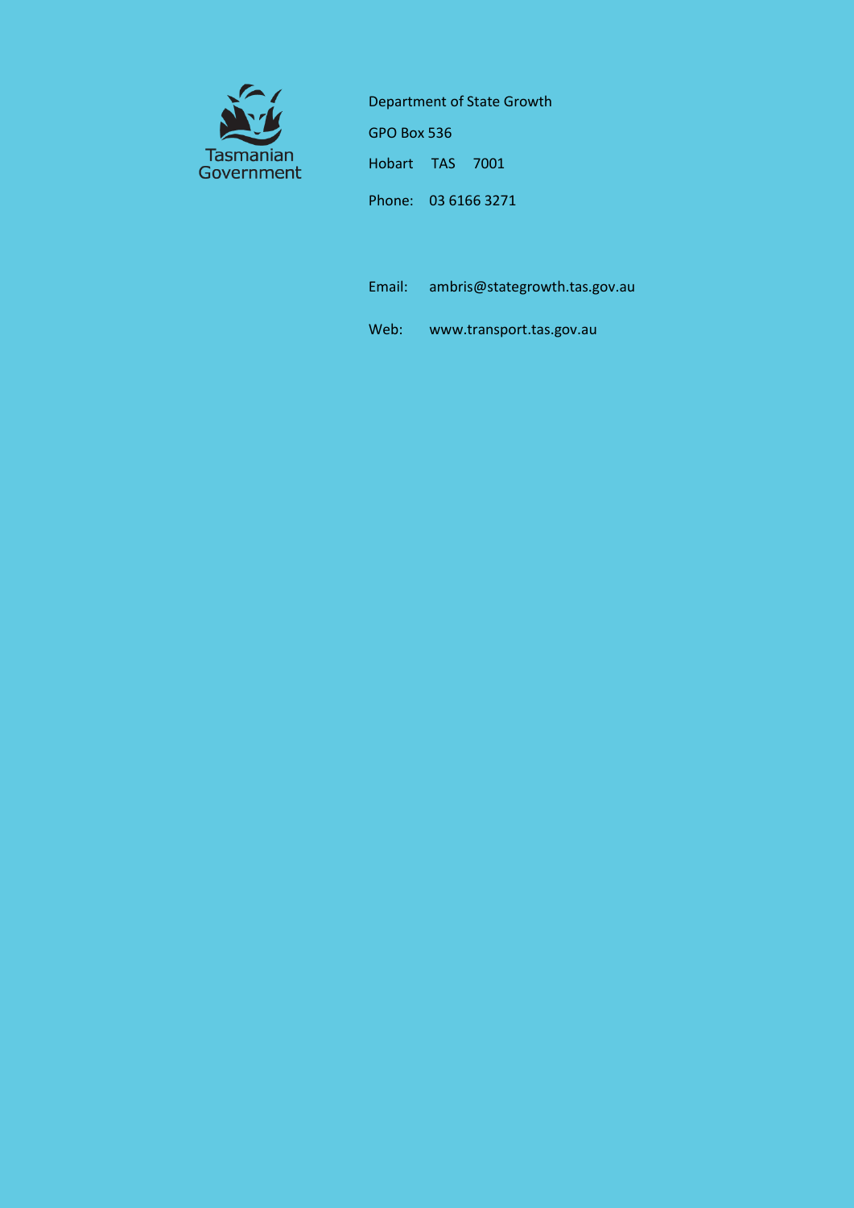Tasmanian Government

Department of State Growth

GPO Box 536

Hobart TAS 7001

Phone: 03 6166 3271

Email: ambris@stategrowth.tas.gov.au

Web: www.transport.tas.gov.au